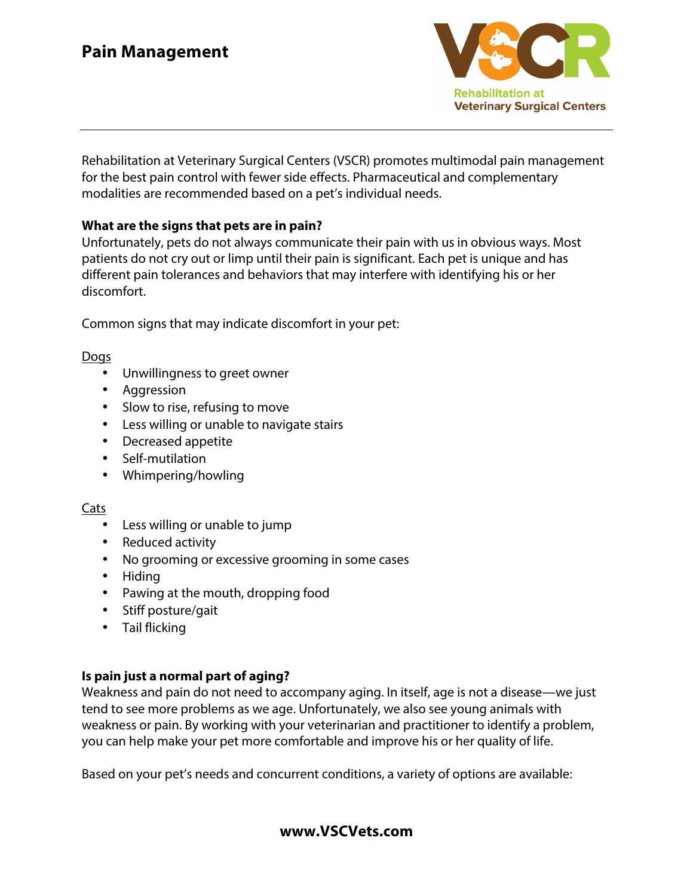# Pain Management

Rehabilitation at Veterinary Surgical Centers

Rehabilitation at Veterinary Surgical Centers (VSCR) promotes multimodal pain management for the best pain control with fewer side effects. Pharmaceutical and complementary modalities are recommended based on a pet's individual needs.

**What are the signs that pets are in pain?**

Unfortunately, pets do not always communicate their pain with us in obvious ways. Most patients do not cry out or limp until their pain is significant. Each pet is unique and has different pain tolerances and behaviors that may interfere with identifying his or her discomfort.

Common signs that may indicate discomfort in your pet:

Dogs

- Unwillingness to greet owner
- Aggression
- Slow to rise, refusing to move
- Less willing or unable to navigate stairs
- Decreased appetite
- Self-mutilation
- Whimpering/howling

Cats

- Less willing or unable to jump
- Reduced activity
- No grooming or excessive grooming in some cases
- Hiding
- Pawing at the mouth, dropping food
- Stiff posture/gait
- Tail flicking

**Is pain just a normal part of aging?**

Weakness and pain do not need to accompany aging. In itself, age is not a disease—we just tend to see more problems as we age. Unfortunately, we also see young animals with weakness or pain. By working with your veterinarian and practitioner to identify a problem, you can help make your pet more comfortable and improve his or her quality of life.

Based on your pet's needs and concurrent conditions, a variety of options are available:

**www.VSCVets.com**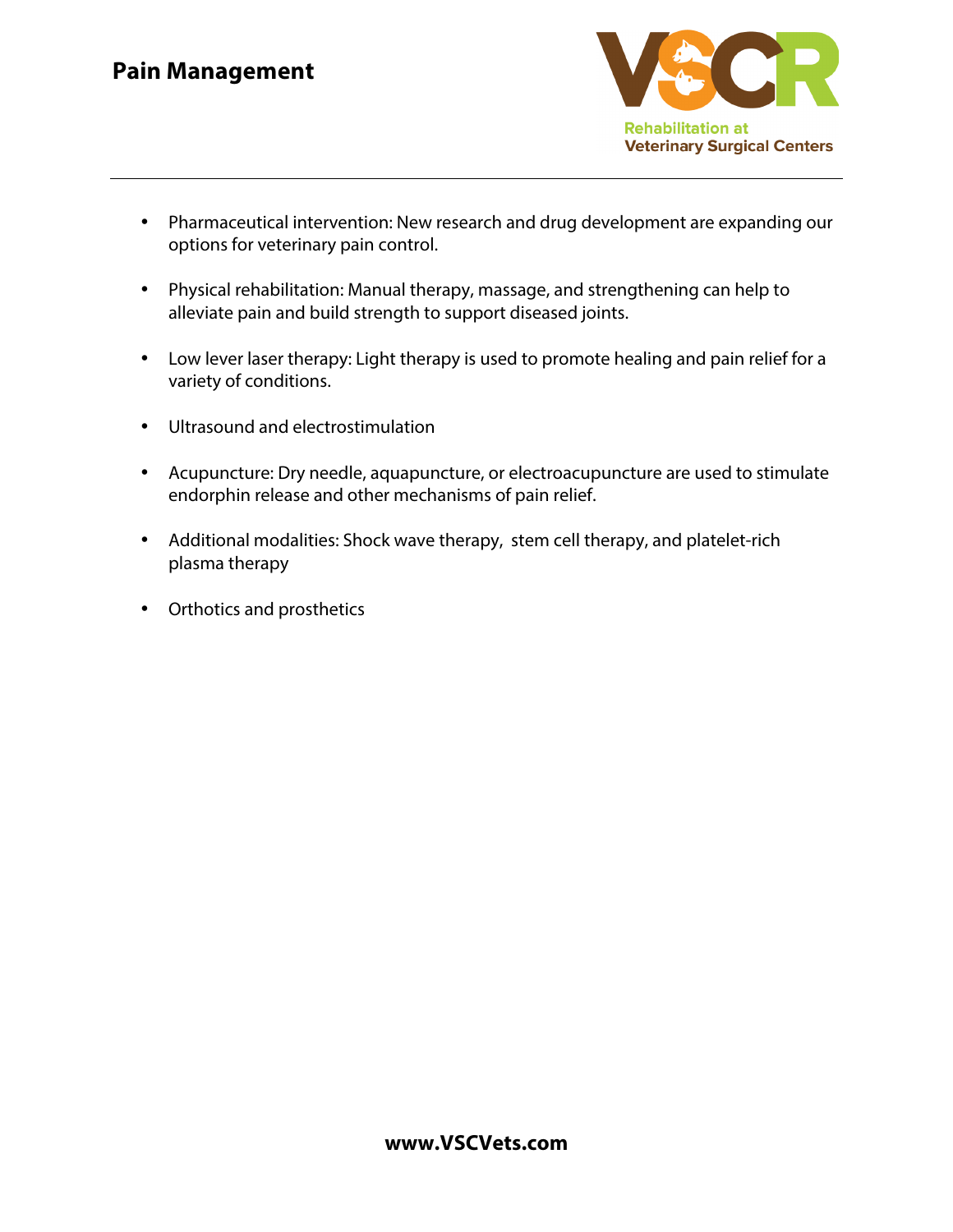## Pain Management

- Pharmaceutical intervention: New research and drug development are expanding our options for veterinary pain control.
- Physical rehabilitation: Manual therapy, massage, and strengthening can help to alleviate pain and build strength to support diseased joints.
- Low lever laser therapy: Light therapy is used to promote healing and pain relief for a variety of conditions.
- Ultrasound and electrostimulation
- Acupuncture: Dry needle, aquapuncture, or electroacupuncture are used to stimulate endorphin release and other mechanisms of pain relief.
- Additional modalities: Shock wave therapy, stem cell therapy, and platelet-rich plasma therapy
- Orthotics and prosthetics